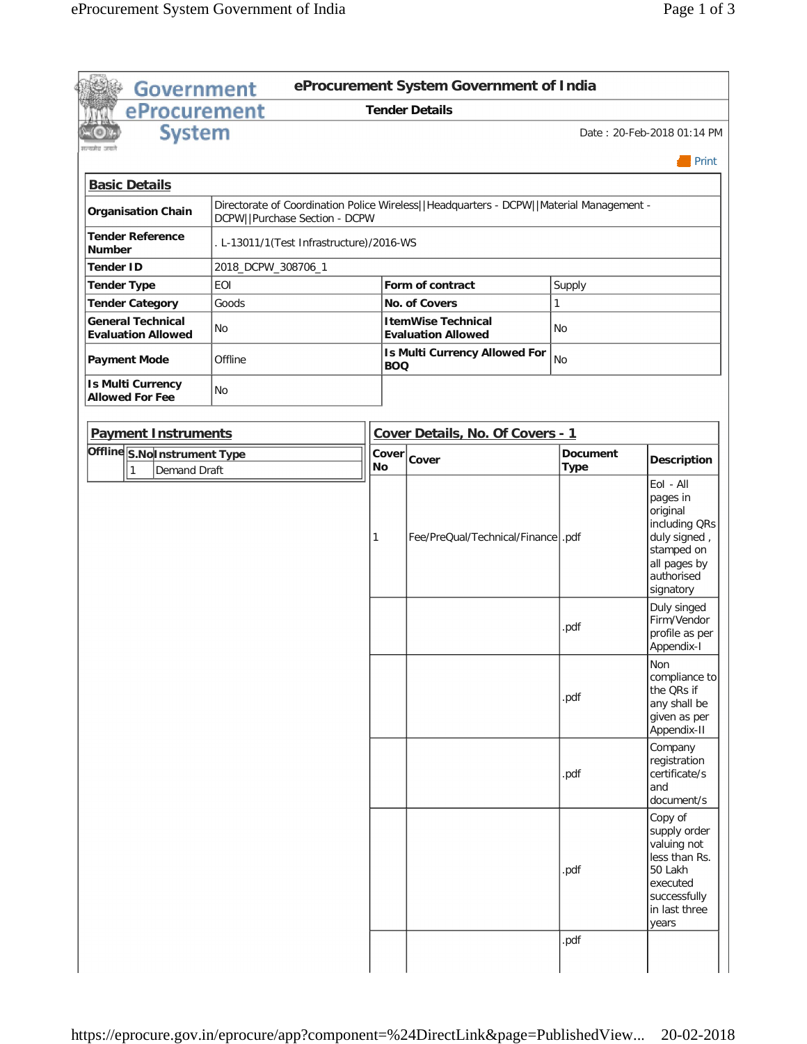# Government eProcurement System

## eProcurement System Government of India

### Tender Details

Date : 20-Feb-2018 01:14 PM

Print

## Basic Details

| | | | |
|---|---|---|---|
| **Organisation Chain** | Directorate of Coordination Police Wireless\|\|Headquarters - DCPW\|\|Material Management - DCPW\|\|Purchase Section - DCPW | | |
| **Tender Reference Number** | . L-13011/1(Test Infrastructure)/2016-WS | | |
| **Tender ID** | 2018_DCPW_308706_1 | | |
| **Tender Type** | EOI | **Form of contract** | Supply |
| **Tender Category** | Goods | **No. of Covers** | 1 |
| **General Technical Evaluation Allowed** | No | **ItemWise Technical Evaluation Allowed** | No |
| **Payment Mode** | Offline | **Is Multi Currency Allowed For BOQ** | No |
| **Is Multi Currency Allowed For Fee** | No | | |

## Payment Instruments

**Offline**

| S.No | Instrument Type |
|---|---|
| 1 | Demand Draft |

## Cover Details, No. Of Covers - 1

| Cover No | Cover | Document Type | Description |
|---|---|---|---|
| 1 | Fee/PreQual/Technical/Finance | .pdf | EoI - All pages in original including QRs duly signed , stamped on all pages by authorised signatory |
| | | .pdf | Duly singed Firm/Vendor profile as per Appendix-I |
| | | .pdf | Non compliance to the QRs if any shall be given as per Appendix-II |
| | | .pdf | Company registration certificate/s and document/s |
| | | .pdf | Copy of supply order valuing not less than Rs. 50 Lakh executed successfully in last three years |
| | | .pdf | |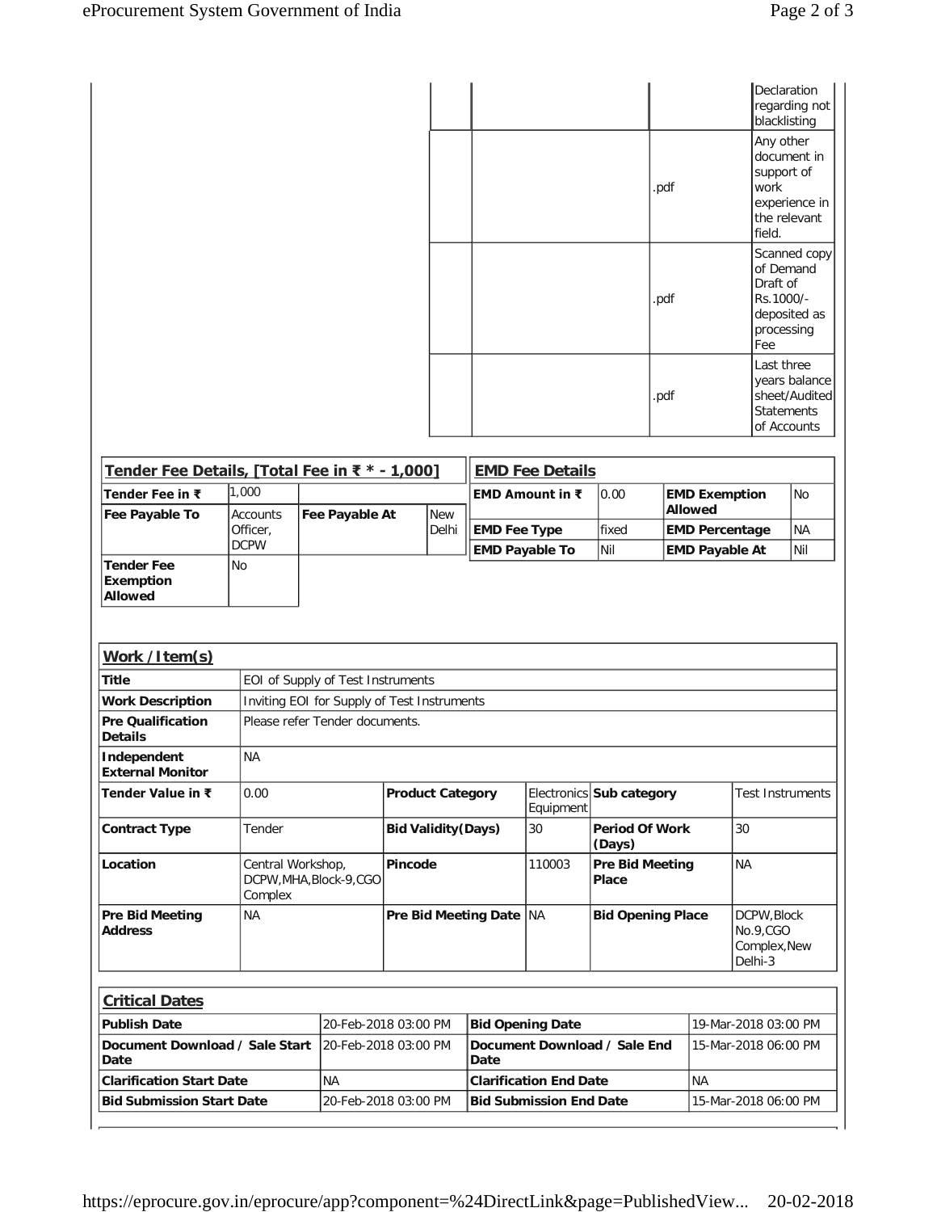| | | | |
|---|---|---|---|
| | | | Declaration regarding not blacklisting |
| | | .pdf | Any other document in support of work experience in the relevant field. |
| | | .pdf | Scanned copy of Demand Draft of Rs.1000/- deposited as processing Fee |
| | | .pdf | Last three years balance sheet/Audited Statements of Accounts |

**Tender Fee Details, [Total Fee in ₹ * - 1,000]**

| | | | |
|---|---|---|---|
| **Tender Fee in ₹** | 1,000 | | |
| **Fee Payable To** | Accounts Officer, DCPW | **Fee Payable At** | New Delhi |
| **Tender Fee Exemption Allowed** | No | | |

**EMD Fee Details**

| | | | |
|---|---|---|---|
| **EMD Amount in ₹** | 0.00 | **EMD Exemption Allowed** | No |
| **EMD Fee Type** | fixed | **EMD Percentage** | NA |
| **EMD Payable To** | Nil | **EMD Payable At** | Nil |

**Work / Item(s)**

| | | | | | |
|---|---|---|---|---|---|
| **Title** | EOI of Supply of Test Instruments | | | | |
| **Work Description** | Inviting EOI for Supply of Test Instruments | | | | |
| **Pre Qualification Details** | Please refer Tender documents. | | | | |
| **Independent External Monitor** | NA | | | | |
| **Tender Value in ₹** | 0.00 | **Product Category** | Electronics Equipment | **Sub category** | Test Instruments |
| **Contract Type** | Tender | **Bid Validity(Days)** | 30 | **Period Of Work (Days)** | 30 |
| **Location** | Central Workshop, DCPW,MHA,Block-9,CGO Complex | **Pincode** | 110003 | **Pre Bid Meeting Place** | NA |
| **Pre Bid Meeting Address** | NA | **Pre Bid Meeting Date** | NA | **Bid Opening Place** | DCPW,Block No.9,CGO Complex,New Delhi-3 |

**Critical Dates**

| | | | |
|---|---|---|---|
| **Publish Date** | 20-Feb-2018 03:00 PM | **Bid Opening Date** | 19-Mar-2018 03:00 PM |
| **Document Download / Sale Start Date** | 20-Feb-2018 03:00 PM | **Document Download / Sale End Date** | 15-Mar-2018 06:00 PM |
| **Clarification Start Date** | NA | **Clarification End Date** | NA |
| **Bid Submission Start Date** | 20-Feb-2018 03:00 PM | **Bid Submission End Date** | 15-Mar-2018 06:00 PM |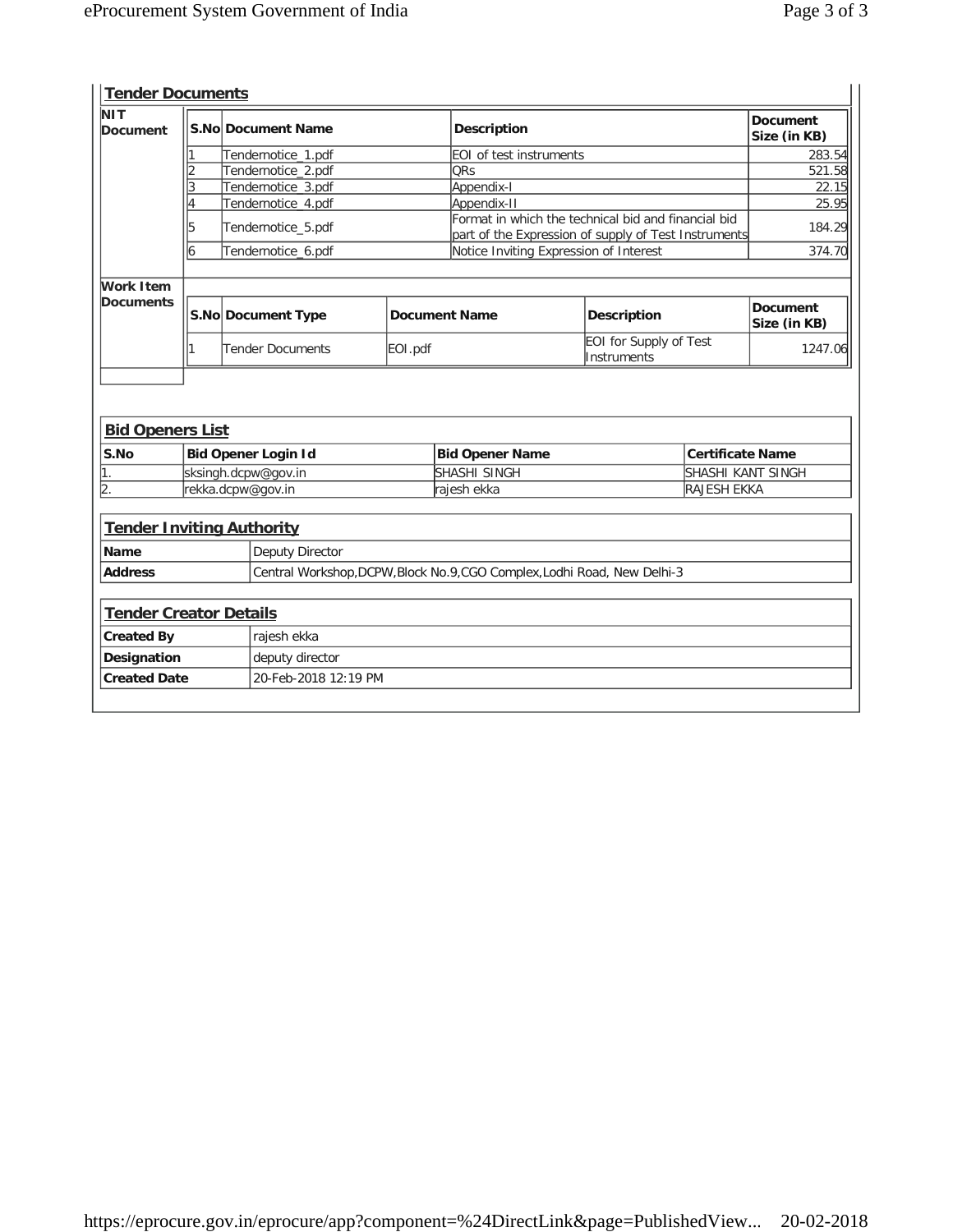## Tender Documents

**NIT Document**

| S.No | Document Name | Description | Document Size (in KB) |
|---|---|---|---|
| 1 | Tendernotice_1.pdf | EOI of test instruments | 283.54 |
| 2 | Tendernotice_2.pdf | QRs | 521.58 |
| 3 | Tendernotice_3.pdf | Appendix-I | 22.15 |
| 4 | Tendernotice_4.pdf | Appendix-II | 25.95 |
| 5 | Tendernotice_5.pdf | Format in which the technical bid and financial bid part of the Expression of supply of Test Instruments | 184.29 |
| 6 | Tendernotice_6.pdf | Notice Inviting Expression of Interest | 374.70 |

**Work Item Documents**

| S.No | Document Type | Document Name | Description | Document Size (in KB) |
|---|---|---|---|---|
| 1 | Tender Documents | EOI.pdf | EOI for Supply of Test Instruments | 1247.06 |

## Bid Openers List

| S.No | Bid Opener Login Id | Bid Opener Name | Certificate Name |
|---|---|---|---|
| 1. | sksingh.dcpw@gov.in | SHASHI SINGH | SHASHI KANT SINGH |
| 2. | rekka.dcpw@gov.in | rajesh ekka | RAJESH EKKA |

## Tender Inviting Authority

| | |
|---|---|
| **Name** | Deputy Director |
| **Address** | Central Workshop,DCPW,Block No.9,CGO Complex,Lodhi Road, New Delhi-3 |

## Tender Creator Details

| | |
|---|---|
| **Created By** | rajesh ekka |
| **Designation** | deputy director |
| **Created Date** | 20-Feb-2018 12:19 PM |